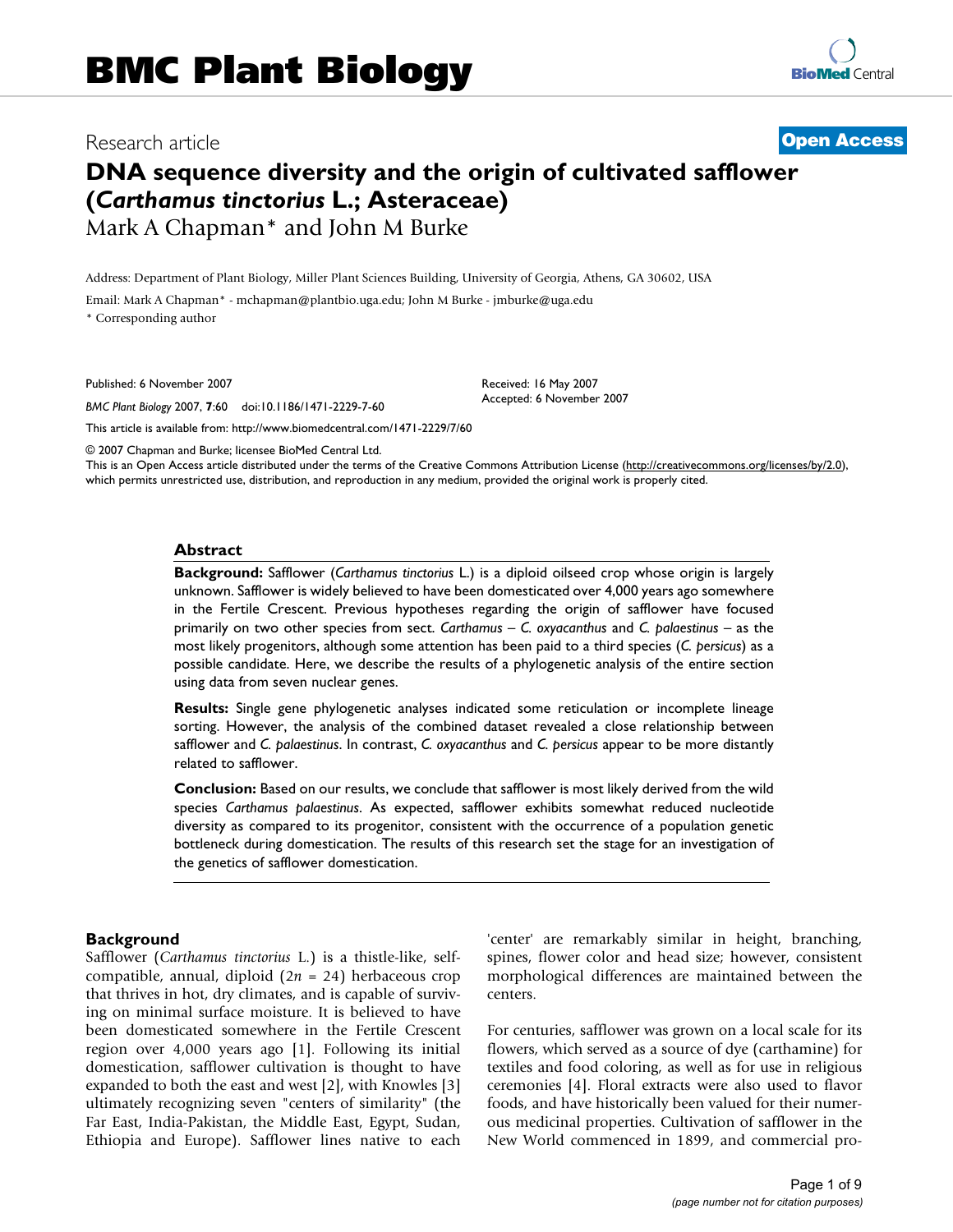# BMC Plant Biology

Research article **Open Access**

# DNA sequence diversity and the origin of cultivated safflower (*Carthamus tinctorius* L.; Asteraceae)

Mark A Chapman* and John M Burke

Address: Department of Plant Biology, Miller Plant Sciences Building, University of Georgia, Athens, GA 30602, USA

Email: Mark A Chapman* - mchapman@plantbio.uga.edu; John M Burke - jmburke@uga.edu

* Corresponding author

Published: 6 November 2007

*BMC Plant Biology* 2007, **7**:60 doi:10.1186/1471-2229-7-60

Received: 16 May 2007
Accepted: 6 November 2007

This article is available from: http://www.biomedcentral.com/1471-2229/7/60

© 2007 Chapman and Burke; licensee BioMed Central Ltd.
This is an Open Access article distributed under the terms of the Creative Commons Attribution License (http://creativecommons.org/licenses/by/2.0), which permits unrestricted use, distribution, and reproduction in any medium, provided the original work is properly cited.

## Abstract

**Background:** Safflower (*Carthamus tinctorius* L.) is a diploid oilseed crop whose origin is largely unknown. Safflower is widely believed to have been domesticated over 4,000 years ago somewhere in the Fertile Crescent. Previous hypotheses regarding the origin of safflower have focused primarily on two other species from sect. *Carthamus* – *C. oxyacanthus* and *C. palaestinus* – as the most likely progenitors, although some attention has been paid to a third species (*C. persicus*) as a possible candidate. Here, we describe the results of a phylogenetic analysis of the entire section using data from seven nuclear genes.

**Results:** Single gene phylogenetic analyses indicated some reticulation or incomplete lineage sorting. However, the analysis of the combined dataset revealed a close relationship between safflower and *C. palaestinus*. In contrast, *C. oxyacanthus* and *C. persicus* appear to be more distantly related to safflower.

**Conclusion:** Based on our results, we conclude that safflower is most likely derived from the wild species *Carthamus palaestinus*. As expected, safflower exhibits somewhat reduced nucleotide diversity as compared to its progenitor, consistent with the occurrence of a population genetic bottleneck during domestication. The results of this research set the stage for an investigation of the genetics of safflower domestication.

## Background

Safflower (*Carthamus tinctorius* L.) is a thistle-like, self-compatible, annual, diploid ($2n = 24$) herbaceous crop that thrives in hot, dry climates, and is capable of surviving on minimal surface moisture. It is believed to have been domesticated somewhere in the Fertile Crescent region over 4,000 years ago [1]. Following its initial domestication, safflower cultivation is thought to have expanded to both the east and west [2], with Knowles [3] ultimately recognizing seven "centers of similarity" (the Far East, India-Pakistan, the Middle East, Egypt, Sudan, Ethiopia and Europe). Safflower lines native to each 'center' are remarkably similar in height, branching, spines, flower color and head size; however, consistent morphological differences are maintained between the centers.

For centuries, safflower was grown on a local scale for its flowers, which served as a source of dye (carthamine) for textiles and food coloring, as well as for use in religious ceremonies [4]. Floral extracts were also used to flavor foods, and have historically been valued for their numerous medicinal properties. Cultivation of safflower in the New World commenced in 1899, and commercial pro-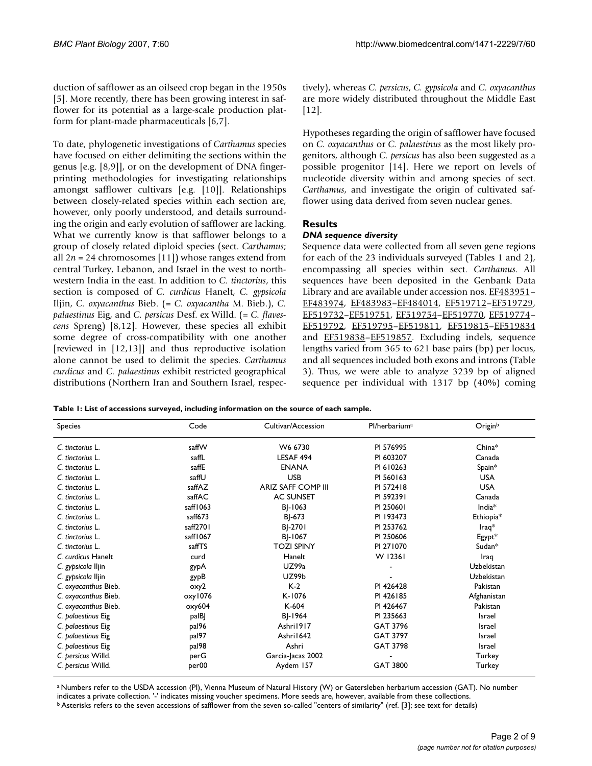duction of safflower as an oilseed crop began in the 1950s [5]. More recently, there has been growing interest in safflower for its potential as a large-scale production platform for plant-made pharmaceuticals [6,7].

To date, phylogenetic investigations of *Carthamus* species have focused on either delimiting the sections within the genus [e.g. [8,9]], or on the development of DNA fingerprinting methodologies for investigating relationships amongst safflower cultivars [e.g. [10]]. Relationships between closely-related species within each section are, however, only poorly understood, and details surrounding the origin and early evolution of safflower are lacking. What we currently know is that safflower belongs to a group of closely related diploid species (sect. *Carthamus*; all $2n = 24$ chromosomes [11]) whose ranges extend from central Turkey, Lebanon, and Israel in the west to northwestern India in the east. In addition to *C. tinctorius*, this section is composed of *C. curdicus* Hanelt, *C. gypsicola* Iljin, *C. oxyacanthus* Bieb. (= *C. oxyacantha* M. Bieb.), *C. palaestinus* Eig, and *C. persicus* Desf. ex Willd. (= *C. flavescens* Spreng) [8,12]. However, these species all exhibit some degree of cross-compatibility with one another [reviewed in [12,13]] and thus reproductive isolation alone cannot be used to delimit the species. *Carthamus curdicus* and *C. palaestinus* exhibit restricted geographical distributions (Northern Iran and Southern Israel, respectively), whereas *C. persicus*, *C. gypsicola* and *C. oxyacanthus* are more widely distributed throughout the Middle East [12].

Hypotheses regarding the origin of safflower have focused on *C. oxyacanthus* or *C. palaestinus* as the most likely progenitors, although *C. persicus* has also been suggested as a possible progenitor [14]. Here we report on levels of nucleotide diversity within and among species of sect. *Carthamus*, and investigate the origin of cultivated safflower using data derived from seven nuclear genes.

## Results

### *DNA sequence diversity*

Sequence data were collected from all seven gene regions for each of the 23 individuals surveyed (Tables 1 and 2), encompassing all species within sect. *Carthamus*. All sequences have been deposited in the Genbank Data Library and are available under accession nos. EF483951–EF483974, EF483983–EF484014, EF519712–EF519729, EF519732–EF519751, EF519754–EF519770, EF519774–EF519792, EF519795–EF519811, EF519815–EF519834 and EF519838–EF519857. Excluding indels, sequence lengths varied from 365 to 621 base pairs (bp) per locus, and all sequences included both exons and introns (Table 3). Thus, we were able to analyze 3239 bp of aligned sequence per individual with 1317 bp (40%) coming

**Table 1: List of accessions surveyed, including information on the source of each sample.**

| Species | Code | Cultivar/Accession | PI/herbarium[a] | Origin[b] |
|---|---|---|---|---|
| *C. tinctorius* L. | saffW | W6 6730 | PI 576995 | China* |
| *C. tinctorius* L. | saffL | LESAF 494 | PI 603207 | Canada |
| *C. tinctorius* L. | saffE | ENANA | PI 610263 | Spain* |
| *C. tinctorius* L. | saffU | USB | PI 560163 | USA |
| *C. tinctorius* L. | saffAZ | ARIZ SAFF COMP III | PI 572418 | USA |
| *C. tinctorius* L. | saffAC | AC SUNSET | PI 592391 | Canada |
| *C. tinctorius* L. | saff1063 | BJ-1063 | PI 250601 | India* |
| *C. tinctorius* L. | saff673 | BJ-673 | PI 193473 | Ethiopia* |
| *C. tinctorius* L. | saff2701 | BJ-2701 | PI 253762 | Iraq* |
| *C. tinctorius* L. | saff1067 | BJ-1067 | PI 250606 | Egypt* |
| *C. tinctorius* L. | saffTS | TOZI SPINY | PI 271070 | Sudan* |
| *C. curdicus* Hanelt | curd | Hanelt | W 12361 | Iraq |
| *C. gypsicola* Iljin | gypA | UZ99a | - | Uzbekistan |
| *C. gypsicola* Iljin | gypB | UZ99b | - | Uzbekistan |
| *C. oxyacanthus* Bieb. | oxy2 | K-2 | PI 426428 | Pakistan |
| *C. oxyacanthus* Bieb. | oxy1076 | K-1076 | PI 426185 | Afghanistan |
| *C. oxyacanthus* Bieb. | oxy604 | K-604 | PI 426467 | Pakistan |
| *C. palaestinus* Eig | palBJ | BJ-1964 | PI 235663 | Israel |
| *C. palaestinus* Eig | pal96 | Ashri1917 | GAT 3796 | Israel |
| *C. palaestinus* Eig | pal97 | Ashri1642 | GAT 3797 | Israel |
| *C. palaestinus* Eig | pal98 | Ashri | GAT 3798 | Israel |
| *C. persicus* Willd. | perG | Garcia-Jacas 2002 | - | Turkey |
| *C. persicus* Willd. | per00 | Aydem 157 | GAT 3800 | Turkey |

[a] Numbers refer to the USDA accession (PI), Vienna Museum of Natural History (W) or Gatersleben herbarium accession (GAT). No number indicates a private collection. '-' indicates missing voucher specimens. More seeds are, however, available from these collections.
[b] Asterisks refers to the seven accessions of safflower from the seven so-called "centers of similarity" (ref. [3]; see text for details)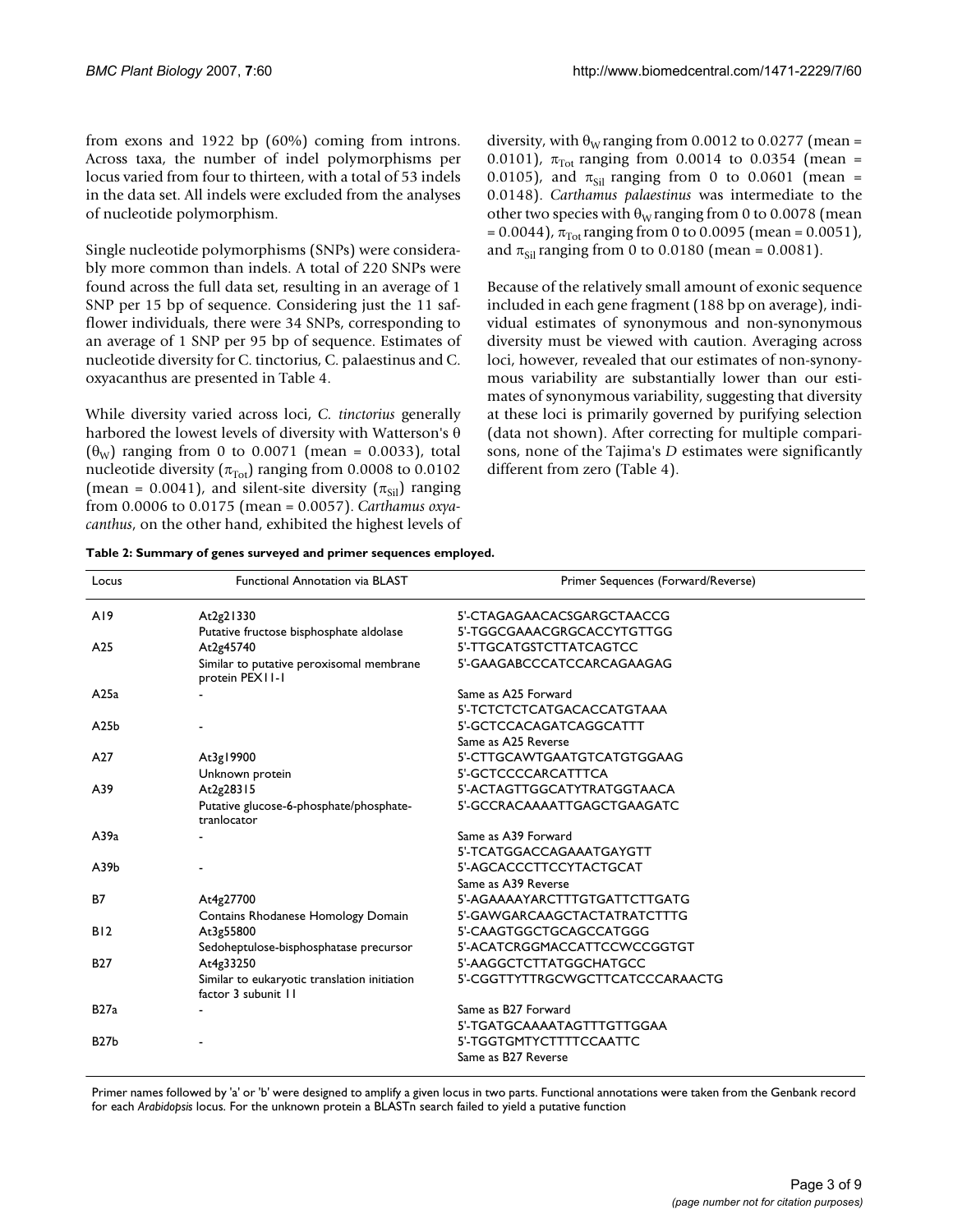from exons and 1922 bp (60%) coming from introns. Across taxa, the number of indel polymorphisms per locus varied from four to thirteen, with a total of 53 indels in the data set. All indels were excluded from the analyses of nucleotide polymorphism.

Single nucleotide polymorphisms (SNPs) were considerably more common than indels. A total of 220 SNPs were found across the full data set, resulting in an average of 1 SNP per 15 bp of sequence. Considering just the 11 safflower individuals, there were 34 SNPs, corresponding to an average of 1 SNP per 95 bp of sequence. Estimates of nucleotide diversity for C. tinctorius, C. palaestinus and C. oxyacanthus are presented in Table 4.

While diversity varied across loci, *C. tinctorius* generally harbored the lowest levels of diversity with Watterson's θ ($\theta_W$) ranging from 0 to 0.0071 (mean = 0.0033), total nucleotide diversity ($\pi_{Tot}$) ranging from 0.0008 to 0.0102 (mean = 0.0041), and silent-site diversity ($\pi_{Sil}$) ranging from 0.0006 to 0.0175 (mean = 0.0057). *Carthamus oxyacanthus*, on the other hand, exhibited the highest levels of diversity, with $\theta_W$ ranging from 0.0012 to 0.0277 (mean = 0.0101), $\pi_{Tot}$ ranging from 0.0014 to 0.0354 (mean = 0.0105), and $\pi_{Sil}$ ranging from 0 to 0.0601 (mean = 0.0148). *Carthamus palaestinus* was intermediate to the other two species with $\theta_W$ ranging from 0 to 0.0078 (mean = 0.0044), $\pi_{Tot}$ ranging from 0 to 0.0095 (mean = 0.0051), and $\pi_{Sil}$ ranging from 0 to 0.0180 (mean = 0.0081).

Because of the relatively small amount of exonic sequence included in each gene fragment (188 bp on average), individual estimates of synonymous and non-synonymous diversity must be viewed with caution. Averaging across loci, however, revealed that our estimates of non-synonymous variability are substantially lower than our estimates of synonymous variability, suggesting that diversity at these loci is primarily governed by purifying selection (data not shown). After correcting for multiple comparisons, none of the Tajima's *D* estimates were significantly different from zero (Table 4).

**Table 2: Summary of genes surveyed and primer sequences employed.**

| Locus | Functional Annotation via BLAST | Primer Sequences (Forward/Reverse) |
|---|---|---|
| A19 | At2g21330 | 5'-CTAGAGAACACSGARGCTAACCG |
| | Putative fructose bisphosphate aldolase | 5'-TGGCGAAACGRGCACCYTGTTGG |
| A25 | At2g45740 | 5'-TTGCATGSTCTTATCAGTCC |
| | Similar to putative peroxisomal membrane protein PEX11-1 | 5'-GAAGABCCCATCCARCAGAAGAG |
| A25a | - | Same as A25 Forward |
| | | 5'-TCTCTCTCATGACACCATGTAAA |
| A25b | - | 5'-GCTCCACAGATCAGGCATTT |
| | | Same as A25 Reverse |
| A27 | At3g19900 | 5'-CTTGCAWTGAATGTCATGTGGAAG |
| | Unknown protein | 5'-GCTCCCCARCATTTCA |
| A39 | At2g28315 | 5'-ACTAGTTGGCATYTRATGGTAACA |
| | Putative glucose-6-phosphate/phosphate-tranlocator | 5'-GCCRACAAAATTGAGCTGAAGATC |
| A39a | - | Same as A39 Forward |
| | | 5'-TCATGGACCAGAAATGAYGTT |
| A39b | - | 5'-AGCACCCTTCCYTACTGCAT |
| | | Same as A39 Reverse |
| B7 | At4g27700 | 5'-AGAAAAYARCTTTGTGATTCTTGATG |
| | Contains Rhodanese Homology Domain | 5'-GAWGARCAAGCTACTATRATCTTTG |
| B12 | At3g55800 | 5'-CAAGTGGCTGCAGCCATGGG |
| | Sedoheptulose-bisphosphatase precursor | 5'-ACATCRGGMACCATTCCWCCGGTGT |
| B27 | At4g33250 | 5'-AAGGCTCTTATGGCHATGCC |
| | Similar to eukaryotic translation initiation factor 3 subunit 11 | 5'-CGGTTYTTRGCWGCTTCATCCCARAACTG |
| B27a | - | Same as B27 Forward |
| | | 5'-TGATGCAAAATAGTTTGTTGGAA |
| B27b | - | 5'-TGGTGMTYCTTTTCCAATTC |
| | | Same as B27 Reverse |

Primer names followed by 'a' or 'b' were designed to amplify a given locus in two parts. Functional annotations were taken from the Genbank record for each *Arabidopsis* locus. For the unknown protein a BLASTn search failed to yield a putative function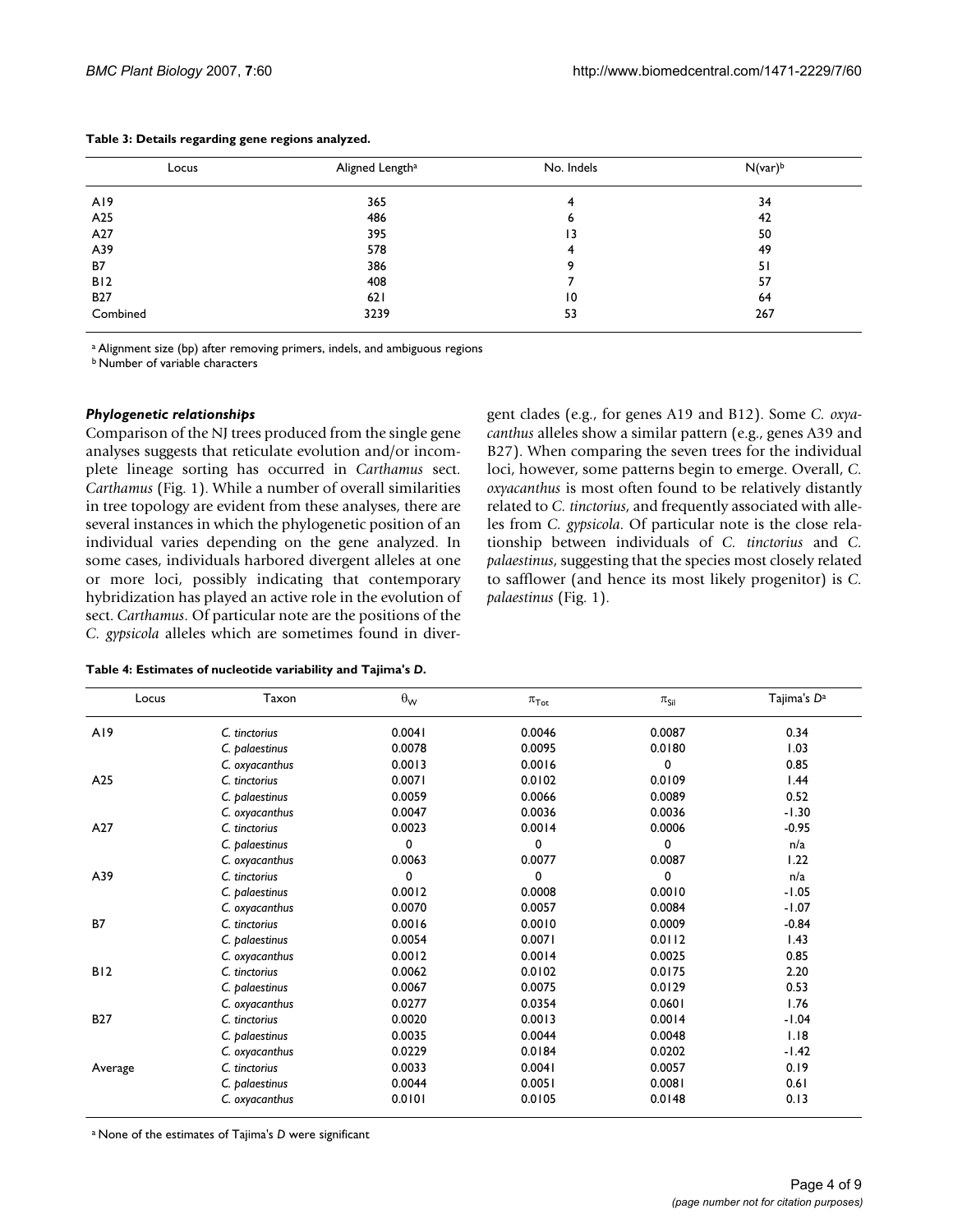**Table 3: Details regarding gene regions analyzed.**

| Locus | Aligned Length[a] | No. Indels | N(var)[b] |
|---|---|---|---|
| A19 | 365 | 4 | 34 |
| A25 | 486 | 6 | 42 |
| A27 | 395 | 13 | 50 |
| A39 | 578 | 4 | 49 |
| B7 | 386 | 9 | 51 |
| B12 | 408 | 7 | 57 |
| B27 | 621 | 10 | 64 |
| Combined | 3239 | 53 | 267 |

[a] Alignment size (bp) after removing primers, indels, and ambiguous regions
[b] Number of variable characters

### *Phylogenetic relationships*

Comparison of the NJ trees produced from the single gene analyses suggests that reticulate evolution and/or incomplete lineage sorting has occurred in *Carthamus* sect. *Carthamus* (Fig. 1). While a number of overall similarities in tree topology are evident from these analyses, there are several instances in which the phylogenetic position of an individual varies depending on the gene analyzed. In some cases, individuals harbored divergent alleles at one or more loci, possibly indicating that contemporary hybridization has played an active role in the evolution of sect. *Carthamus*. Of particular note are the positions of the *C. gypsicola* alleles which are sometimes found in divergent clades (e.g., for genes A19 and B12). Some *C. oxyacanthus* alleles show a similar pattern (e.g., genes A39 and B27). When comparing the seven trees for the individual loci, however, some patterns begin to emerge. Overall, *C. oxyacanthus* is most often found to be relatively distantly related to *C. tinctorius*, and frequently associated with alleles from *C. gypsicola*. Of particular note is the close relationship between individuals of *C. tinctorius* and *C. palaestinus*, suggesting that the species most closely related to safflower (and hence its most likely progenitor) is *C. palaestinus* (Fig. 1).

**Table 4: Estimates of nucleotide variability and Tajima's *D*.**

| Locus | Taxon | $\theta_W$ | $\pi_{Tot}$ | $\pi_{Sil}$ | Tajima's *D*[a] |
|---|---|---|---|---|---|
| A19 | *C. tinctorius* | 0.0041 | 0.0046 | 0.0087 | 0.34 |
| | *C. palaestinus* | 0.0078 | 0.0095 | 0.0180 | 1.03 |
| | *C. oxyacanthus* | 0.0013 | 0.0016 | 0 | 0.85 |
| A25 | *C. tinctorius* | 0.0071 | 0.0102 | 0.0109 | 1.44 |
| | *C. palaestinus* | 0.0059 | 0.0066 | 0.0089 | 0.52 |
| | *C. oxyacanthus* | 0.0047 | 0.0036 | 0.0036 | -1.30 |
| A27 | *C. tinctorius* | 0.0023 | 0.0014 | 0.0006 | -0.95 |
| | *C. palaestinus* | 0 | 0 | 0 | n/a |
| | *C. oxyacanthus* | 0.0063 | 0.0077 | 0.0087 | 1.22 |
| A39 | *C. tinctorius* | 0 | 0 | 0 | n/a |
| | *C. palaestinus* | 0.0012 | 0.0008 | 0.0010 | -1.05 |
| | *C. oxyacanthus* | 0.0070 | 0.0057 | 0.0084 | -1.07 |
| B7 | *C. tinctorius* | 0.0016 | 0.0010 | 0.0009 | -0.84 |
| | *C. palaestinus* | 0.0054 | 0.0071 | 0.0112 | 1.43 |
| | *C. oxyacanthus* | 0.0012 | 0.0014 | 0.0025 | 0.85 |
| B12 | *C. tinctorius* | 0.0062 | 0.0102 | 0.0175 | 2.20 |
| | *C. palaestinus* | 0.0067 | 0.0075 | 0.0129 | 0.53 |
| | *C. oxyacanthus* | 0.0277 | 0.0354 | 0.0601 | 1.76 |
| B27 | *C. tinctorius* | 0.0020 | 0.0013 | 0.0014 | -1.04 |
| | *C. palaestinus* | 0.0035 | 0.0044 | 0.0048 | 1.18 |
| | *C. oxyacanthus* | 0.0229 | 0.0184 | 0.0202 | -1.42 |
| Average | *C. tinctorius* | 0.0033 | 0.0041 | 0.0057 | 0.19 |
| | *C. palaestinus* | 0.0044 | 0.0051 | 0.0081 | 0.61 |
| | *C. oxyacanthus* | 0.0101 | 0.0105 | 0.0148 | 0.13 |

[a] None of the estimates of Tajima's *D* were significant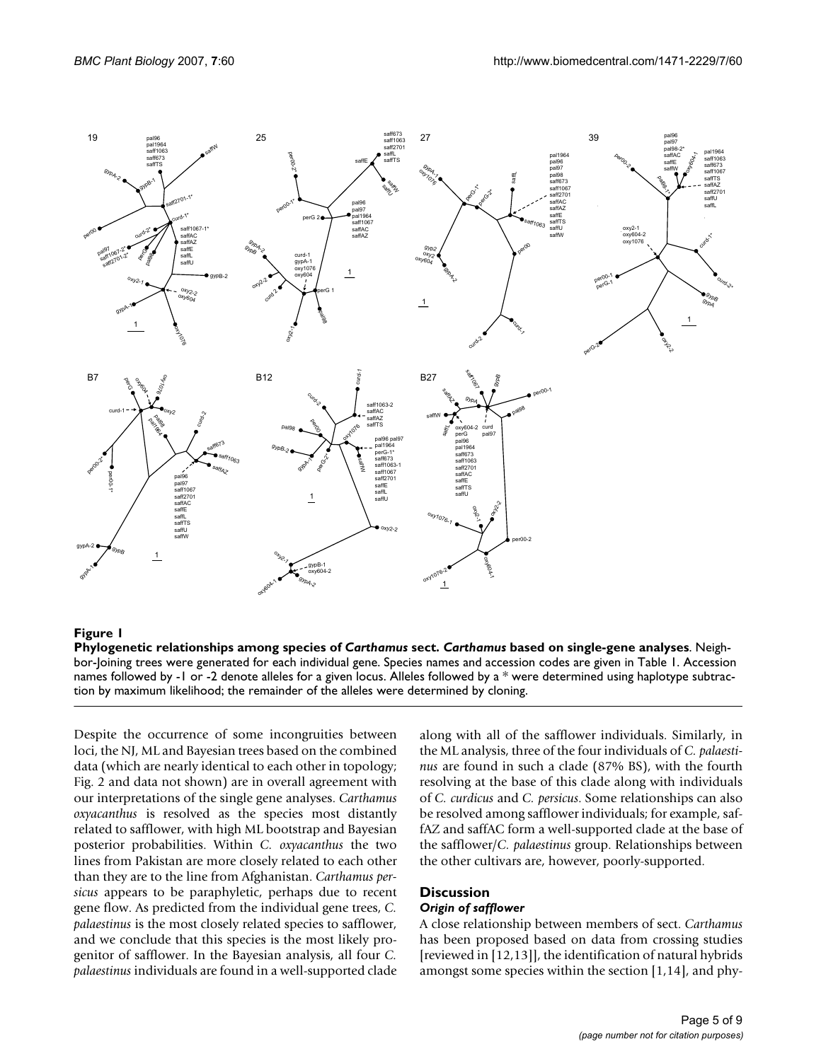**Figure 1**

**Phylogenetic relationships among species of *Carthamus* sect. *Carthamus* based on single-gene analyses**. Neighbor-Joining trees were generated for each individual gene. Species names and accession codes are given in Table 1. Accession names followed by -1 or -2 denote alleles for a given locus. Alleles followed by a * were determined using haplotype subtraction by maximum likelihood; the remainder of the alleles were determined by cloning.

Despite the occurrence of some incongruities between loci, the NJ, ML and Bayesian trees based on the combined data (which are nearly identical to each other in topology; Fig. 2 and data not shown) are in overall agreement with our interpretations of the single gene analyses. *Carthamus oxyacanthus* is resolved as the species most distantly related to safflower, with high ML bootstrap and Bayesian posterior probabilities. Within *C. oxyacanthus* the two lines from Pakistan are more closely related to each other than they are to the line from Afghanistan. *Carthamus persicus* appears to be paraphyletic, perhaps due to recent gene flow. As predicted from the individual gene trees, *C. palaestinus* is the most closely related species to safflower, and we conclude that this species is the most likely progenitor of safflower. In the Bayesian analysis, all four *C. palaestinus* individuals are found in a well-supported clade along with all of the safflower individuals. Similarly, in the ML analysis, three of the four individuals of *C. palaestinus* are found in such a clade (87% BS), with the fourth resolving at the base of this clade along with individuals of *C. curdicus* and *C. persicus*. Some relationships can also be resolved among safflower individuals; for example, saffAZ and saffAC form a well-supported clade at the base of the safflower/*C. palaestinus* group. Relationships between the other cultivars are, however, poorly-supported.

## Discussion

### *Origin of safflower*

A close relationship between members of sect. *Carthamus* has been proposed based on data from crossing studies [reviewed in [12,13]], the identification of natural hybrids amongst some species within the section [1,14], and phy-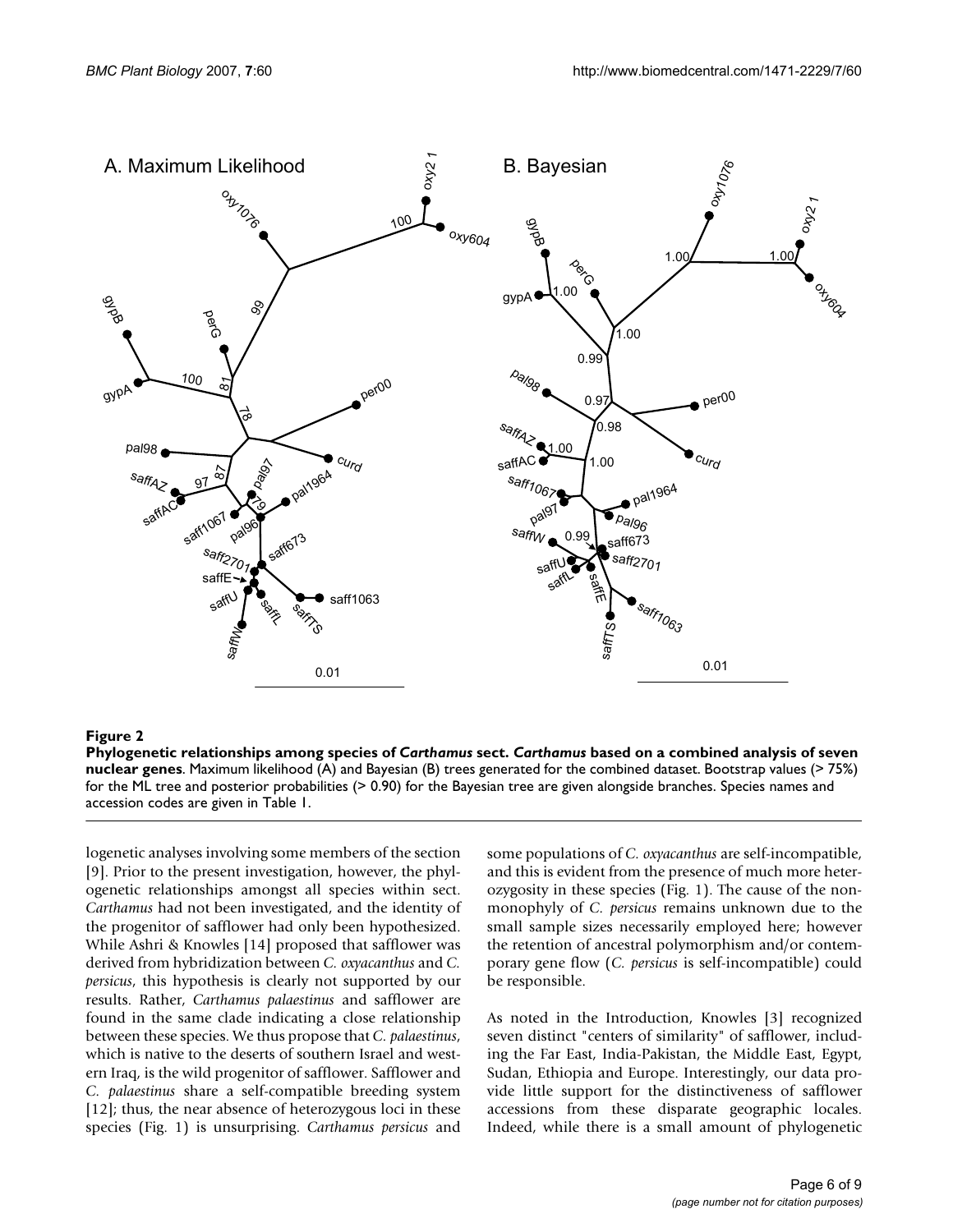**Figure 2**

**Phylogenetic relationships among species of *Carthamus* sect. *Carthamus* based on a combined analysis of seven nuclear genes**. Maximum likelihood (A) and Bayesian (B) trees generated for the combined dataset. Bootstrap values (> 75%) for the ML tree and posterior probabilities (> 0.90) for the Bayesian tree are given alongside branches. Species names and accession codes are given in Table 1.

logenetic analyses involving some members of the section [9]. Prior to the present investigation, however, the phylogenetic relationships amongst all species within sect. *Carthamus* had not been investigated, and the identity of the progenitor of safflower had only been hypothesized. While Ashri & Knowles [14] proposed that safflower was derived from hybridization between *C. oxyacanthus* and *C. persicus*, this hypothesis is clearly not supported by our results. Rather, *Carthamus palaestinus* and safflower are found in the same clade indicating a close relationship between these species. We thus propose that *C. palaestinus*, which is native to the deserts of southern Israel and western Iraq, is the wild progenitor of safflower. Safflower and *C. palaestinus* share a self-compatible breeding system [12]; thus, the near absence of heterozygous loci in these species (Fig. 1) is unsurprising. *Carthamus persicus* and some populations of *C. oxyacanthus* are self-incompatible, and this is evident from the presence of much more heterozygosity in these species (Fig. 1). The cause of the nonmonophyly of *C. persicus* remains unknown due to the small sample sizes necessarily employed here; however the retention of ancestral polymorphism and/or contemporary gene flow (*C. persicus* is self-incompatible) could be responsible.

As noted in the Introduction, Knowles [3] recognized seven distinct "centers of similarity" of safflower, including the Far East, India-Pakistan, the Middle East, Egypt, Sudan, Ethiopia and Europe. Interestingly, our data provide little support for the distinctiveness of safflower accessions from these disparate geographic locales. Indeed, while there is a small amount of phylogenetic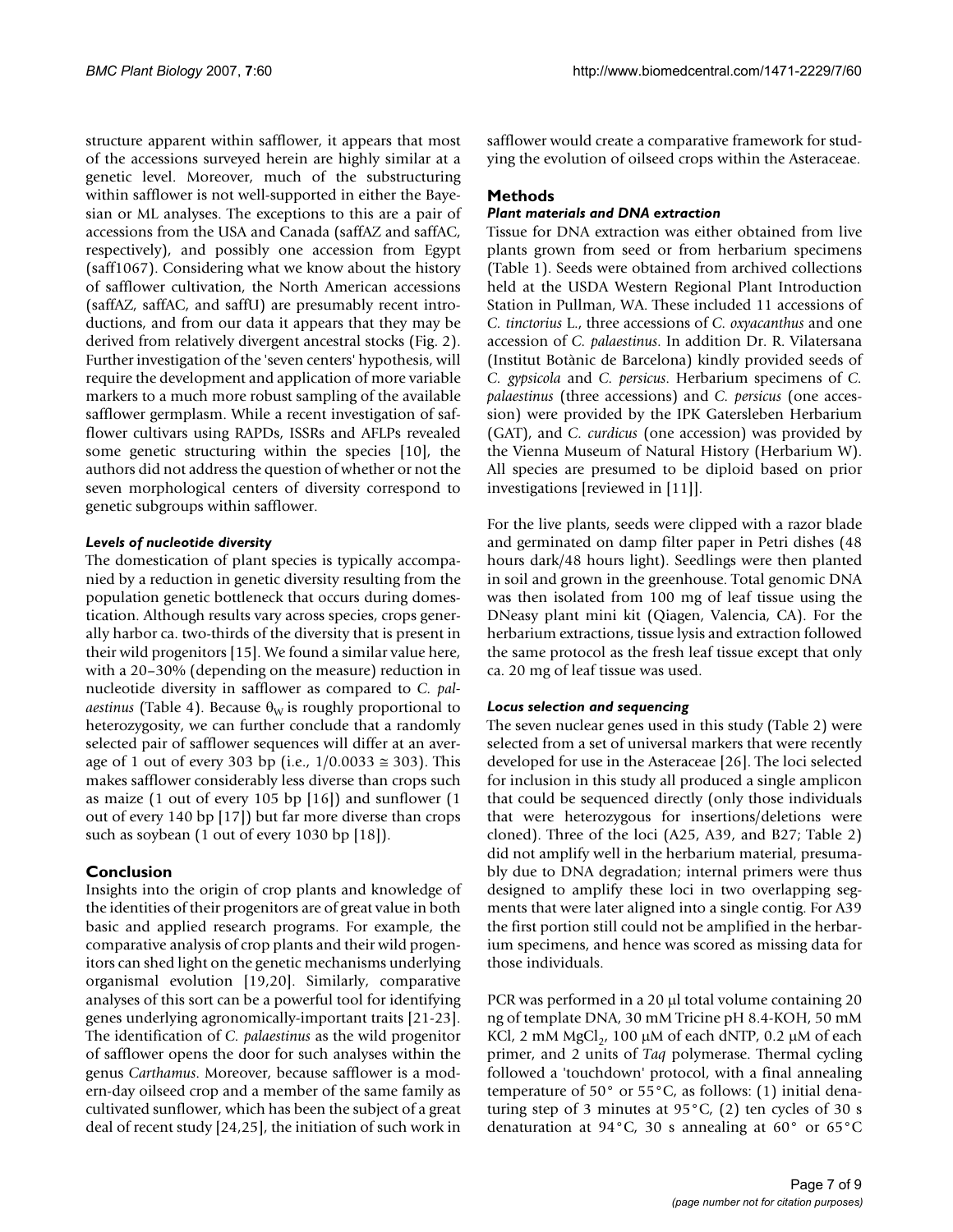structure apparent within safflower, it appears that most of the accessions surveyed herein are highly similar at a genetic level. Moreover, much of the substructuring within safflower is not well-supported in either the Bayesian or ML analyses. The exceptions to this are a pair of accessions from the USA and Canada (saffAZ and saffAC, respectively), and possibly one accession from Egypt (saff1067). Considering what we know about the history of safflower cultivation, the North American accessions (saffAZ, saffAC, and saffU) are presumably recent introductions, and from our data it appears that they may be derived from relatively divergent ancestral stocks (Fig. 2). Further investigation of the 'seven centers' hypothesis, will require the development and application of more variable markers to a much more robust sampling of the available safflower germplasm. While a recent investigation of safflower cultivars using RAPDs, ISSRs and AFLPs revealed some genetic structuring within the species [10], the authors did not address the question of whether or not the seven morphological centers of diversity correspond to genetic subgroups within safflower.

### *Levels of nucleotide diversity*

The domestication of plant species is typically accompanied by a reduction in genetic diversity resulting from the population genetic bottleneck that occurs during domestication. Although results vary across species, crops generally harbor ca. two-thirds of the diversity that is present in their wild progenitors [15]. We found a similar value here, with a 20–30% (depending on the measure) reduction in nucleotide diversity in safflower as compared to *C. palaestinus* (Table 4). Because $\theta_W$ is roughly proportional to heterozygosity, we can further conclude that a randomly selected pair of safflower sequences will differ at an average of 1 out of every 303 bp (i.e., $1/0.0033 \cong 303$). This makes safflower considerably less diverse than crops such as maize (1 out of every 105 bp [16]) and sunflower (1 out of every 140 bp [17]) but far more diverse than crops such as soybean (1 out of every 1030 bp [18]).

## Conclusion

Insights into the origin of crop plants and knowledge of the identities of their progenitors are of great value in both basic and applied research programs. For example, the comparative analysis of crop plants and their wild progenitors can shed light on the genetic mechanisms underlying organismal evolution [19,20]. Similarly, comparative analyses of this sort can be a powerful tool for identifying genes underlying agronomically-important traits [21-23]. The identification of *C. palaestinus* as the wild progenitor of safflower opens the door for such analyses within the genus *Carthamus*. Moreover, because safflower is a modern-day oilseed crop and a member of the same family as cultivated sunflower, which has been the subject of a great deal of recent study [24,25], the initiation of such work in safflower would create a comparative framework for studying the evolution of oilseed crops within the Asteraceae.

## Methods

### *Plant materials and DNA extraction*

Tissue for DNA extraction was either obtained from live plants grown from seed or from herbarium specimens (Table 1). Seeds were obtained from archived collections held at the USDA Western Regional Plant Introduction Station in Pullman, WA. These included 11 accessions of *C. tinctorius* L., three accessions of *C. oxyacanthus* and one accession of *C. palaestinus*. In addition Dr. R. Vilatersana (Institut Botànic de Barcelona) kindly provided seeds of *C. gypsicola* and *C. persicus*. Herbarium specimens of *C. palaestinus* (three accessions) and *C. persicus* (one accession) were provided by the IPK Gatersleben Herbarium (GAT), and *C. curdicus* (one accession) was provided by the Vienna Museum of Natural History (Herbarium W). All species are presumed to be diploid based on prior investigations [reviewed in [11]].

For the live plants, seeds were clipped with a razor blade and germinated on damp filter paper in Petri dishes (48 hours dark/48 hours light). Seedlings were then planted in soil and grown in the greenhouse. Total genomic DNA was then isolated from 100 mg of leaf tissue using the DNeasy plant mini kit (Qiagen, Valencia, CA). For the herbarium extractions, tissue lysis and extraction followed the same protocol as the fresh leaf tissue except that only ca. 20 mg of leaf tissue was used.

### *Locus selection and sequencing*

The seven nuclear genes used in this study (Table 2) were selected from a set of universal markers that were recently developed for use in the Asteraceae [26]. The loci selected for inclusion in this study all produced a single amplicon that could be sequenced directly (only those individuals that were heterozygous for insertions/deletions were cloned). Three of the loci (A25, A39, and B27; Table 2) did not amplify well in the herbarium material, presumably due to DNA degradation; internal primers were thus designed to amplify these loci in two overlapping segments that were later aligned into a single contig. For A39 the first portion still could not be amplified in the herbarium specimens, and hence was scored as missing data for those individuals.

PCR was performed in a 20 μl total volume containing 20 ng of template DNA, 30 mM Tricine pH 8.4-KOH, 50 mM KCl, 2 mM $MgCl_2$, 100 μM of each dNTP, 0.2 μM of each primer, and 2 units of *Taq* polymerase. Thermal cycling followed a 'touchdown' protocol, with a final annealing temperature of 50° or 55°C, as follows: (1) initial denaturing step of 3 minutes at 95°C, (2) ten cycles of 30 s denaturation at 94°C, 30 s annealing at 60° or 65°C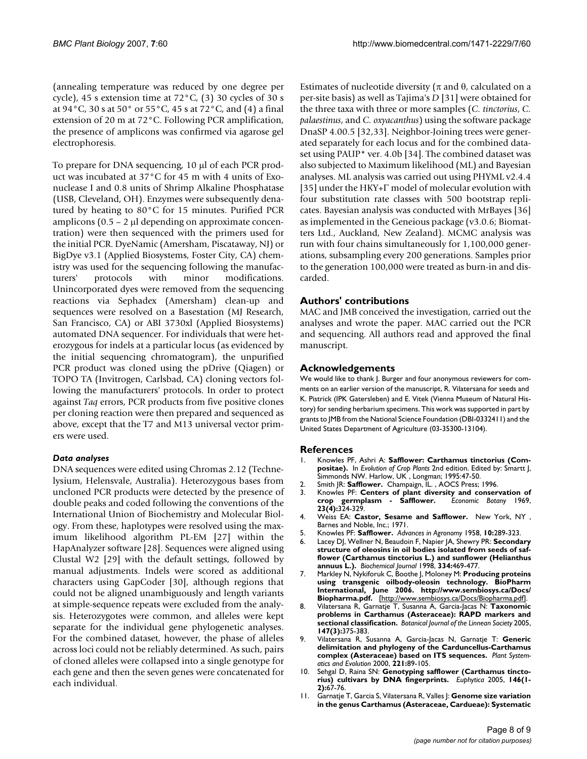(annealing temperature was reduced by one degree per cycle), 45 s extension time at 72°C, (3) 30 cycles of 30 s at 94°C, 30 s at 50° or 55°C, 45 s at 72°C, and (4) a final extension of 20 m at 72°C. Following PCR amplification, the presence of amplicons was confirmed via agarose gel electrophoresis.

To prepare for DNA sequencing, 10 μl of each PCR product was incubated at 37°C for 45 m with 4 units of Exonuclease I and 0.8 units of Shrimp Alkaline Phosphatase (USB, Cleveland, OH). Enzymes were subsequently denatured by heating to 80°C for 15 minutes. Purified PCR amplicons (0.5 – 2 μl depending on approximate concentration) were then sequenced with the primers used for the initial PCR. DyeNamic (Amersham, Piscataway, NJ) or BigDye v3.1 (Applied Biosystems, Foster City, CA) chemistry was used for the sequencing following the manufacturers' protocols with minor modifications. Unincorporated dyes were removed from the sequencing reactions via Sephadex (Amersham) clean-up and sequences were resolved on a Basestation (MJ Research, San Francisco, CA) or ABI 3730xl (Applied Biosystems) automated DNA sequencer. For individuals that were heterozygous for indels at a particular locus (as evidenced by the initial sequencing chromatogram), the unpurified PCR product was cloned using the pDrive (Qiagen) or TOPO TA (Invitrogen, Carlsbad, CA) cloning vectors following the manufacturers' protocols. In order to protect against *Taq* errors, PCR products from five positive clones per cloning reaction were then prepared and sequenced as above, except that the T7 and M13 universal vector primers were used.

### *Data analyses*

DNA sequences were edited using Chromas 2.12 (Technelysium, Helensvale, Australia). Heterozygous bases from uncloned PCR products were detected by the presence of double peaks and coded following the conventions of the International Union of Biochemistry and Molecular Biology. From these, haplotypes were resolved using the maximum likelihood algorithm PL-EM [27] within the HapAnalyzer software [28]. Sequences were aligned using Clustal W2 [29] with the default settings, followed by manual adjustments. Indels were scored as additional characters using GapCoder [30], although regions that could not be aligned unambiguously and length variants at simple-sequence repeats were excluded from the analysis. Heterozygotes were common, and alleles were kept separate for the individual gene phylogenetic analyses. For the combined dataset, however, the phase of alleles across loci could not be reliably determined. As such, pairs of cloned alleles were collapsed into a single genotype for each gene and then the seven genes were concatenated for each individual.

Estimates of nucleotide diversity ($\pi$ and $\theta$, calculated on a per-site basis) as well as Tajima's *D* [31] were obtained for the three taxa with three or more samples (*C. tinctorius*, *C. palaestinus*, and *C. oxyacanthus*) using the software package DnaSP 4.00.5 [32,33]. Neighbor-Joining trees were generated separately for each locus and for the combined dataset using PAUP* ver. 4.0b [34]. The combined dataset was also subjected to Maximum likelihood (ML) and Bayesian analyses. ML analysis was carried out using PHYML v2.4.4 [35] under the HKY+$\Gamma$ model of molecular evolution with four substitution rate classes with 500 bootstrap replicates. Bayesian analysis was conducted with MrBayes [36] as implemented in the Geneious package (v3.0.6; Biomatters Ltd., Auckland, New Zealand). MCMC analysis was run with four chains simultaneously for 1,100,000 generations, subsampling every 200 generations. Samples prior to the generation 100,000 were treated as burn-in and discarded.

## Authors' contributions

MAC and JMB conceived the investigation, carried out the analyses and wrote the paper. MAC carried out the PCR and sequencing. All authors read and approved the final manuscript.

## Acknowledgements

We would like to thank J. Burger and four anonymous reviewers for comments on an earlier version of the manuscript, R. Vilatersana for seeds and K. Pistrick (IPK Gatersleben) and E. Vitek (Vienna Museum of Natural History) for sending herbarium specimens. This work was supported in part by grants to JMB from the National Science Foundation (DBI-0332411) and the United States Department of Agriculture (03-35300-13104).

## References

1. Knowles PF, Ashri A: **Safflower: Carthamus tinctorius (Compositae).** In *Evolution of Crop Plants* 2nd edition. Edited by: Smartt J, Simmonds NW. Harlow, UK , Longman; 1995:47-50.
2. Smith JR: **Safflower.** Champaign, IL. , AOCS Press; 1996.
3. Knowles PF: **Centers of plant diversity and conservation of crop germplasm - Safflower.** *Economic Botany* 1969, **23(4):**324-329.
4. Weiss EA: **Castor, Sesame and Safflower.** New York, NY , Barnes and Noble, Inc.; 1971.
5. Knowles PF: **Safflower.** *Advances in Agronomy* 1958, **10:**289-323.
6. Lacey DJ, Wellner N, Beaudoin F, Napier JA, Shewry PR: **Secondary structure of oleosins in oil bodies isolated from seeds of safflower (Carthamus tinctorius L.) and sunflower (Helianthus annuus L.).** *Biochemical Journal* 1998, **334:**469-477.
7. Markley N, Nykiforuk C, Boothe J, Moloney M: **Producing proteins using transgenic oilbody-oleosin technology. BioPharm International, June 2006. http://www.sembiosys.ca/Docs/Biopharma.pdf.** [http://www.sembiosys.ca/Docs/Biopharma.pdf].
8. Vilatersana R, Garnatje T, Susanna A, Garcia-Jacas N: **Taxonomic problems in Carthamus (Asteraceae): RAPD markers and sectional classification.** *Botanical Journal of the Linnean Society* 2005, **147(3):**375-383.
9. Vilatersana R, Susanna A, Garcia-Jacas N, Garnatje T: **Generic delimitation and phylogeny of the Carduncellus-Carthamus complex (Asteraceae) based on ITS sequences.** *Plant Systematics and Evolution* 2000, **221:**89-105.
10. Sehgal D, Raina SN: **Genotyping safflower (Carthamus tinctorius) cultivars by DNA fingerprints.** *Euphytica* 2005, **146(1-2):**67-76.
11. Garnatje T, Garcia S, Vilatersana R, Valles J: **Genome size variation in the genus Carthamus (Asteraceae, Cardueae): Systematic**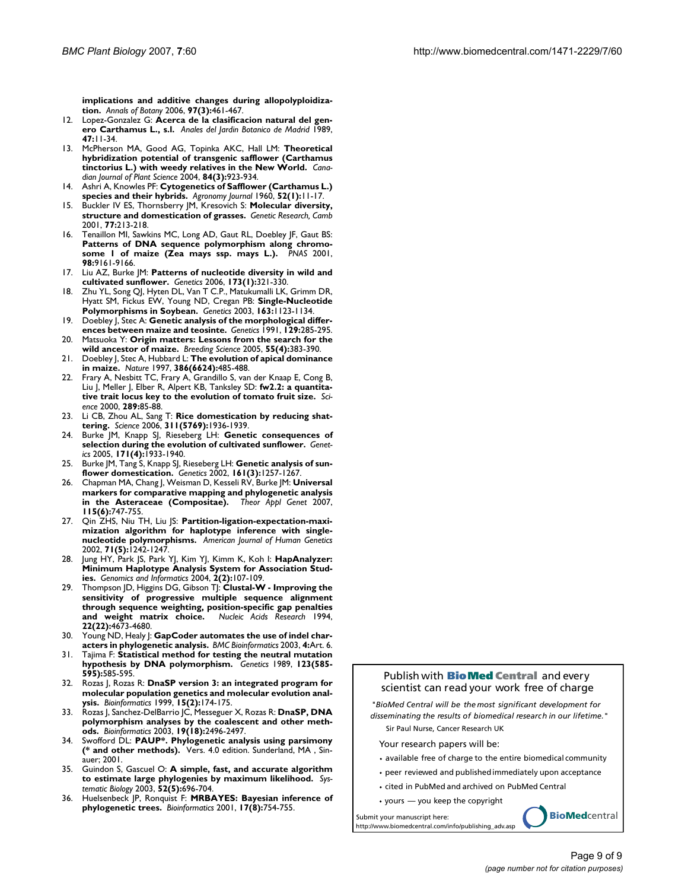**implications and additive changes during allopolyploidization.** *Annals of Botany* 2006, **97(3):**461-467.

12. Lopez-Gonzalez G: **Acerca de la clasificacion natural del genero Carthamus L., s.l.** *Anales del Jardin Botanico de Madrid* 1989, **47:**11-34.
13. McPherson MA, Good AG, Topinka AKC, Hall LM: **Theoretical hybridization potential of transgenic safflower (Carthamus tinctorius L.) with weedy relatives in the New World.** *Canadian Journal of Plant Science* 2004, **84(3):**923-934.
14. Ashri A, Knowles PF: **Cytogenetics of Safflower (Carthamus L.) species and their hybrids.** *Agronomy Journal* 1960, **52(1):**11-17.
15. Buckler IV ES, Thornsberry JM, Kresovich S: **Molecular diversity, structure and domestication of grasses.** *Genetic Research, Camb* 2001, **77:**213-218.
16. Tenaillon MI, Sawkins MC, Long AD, Gaut RL, Doebley JF, Gaut BS: **Patterns of DNA sequence polymorphism along chromosome 1 of maize (Zea mays ssp. mays L.).** *PNAS* 2001, **98:**9161-9166.
17. Liu AZ, Burke JM: **Patterns of nucleotide diversity in wild and cultivated sunflower.** *Genetics* 2006, **173(1):**321-330.
18. Zhu YL, Song QJ, Hyten DL, Van T C.P., Matukumalli LK, Grimm DR, Hyatt SM, Fickus EW, Young ND, Cregan PB: **Single-Nucleotide Polymorphisms in Soybean.** *Genetics* 2003, **163:**1123-1134.
19. Doebley J, Stec A: **Genetic analysis of the morphological differences between maize and teosinte.** *Genetics* 1991, **129:**285-295.
20. Matsuoka Y: **Origin matters: Lessons from the search for the wild ancestor of maize.** *Breeding Science* 2005, **55(4):**383-390.
21. Doebley J, Stec A, Hubbard L: **The evolution of apical dominance in maize.** *Nature* 1997, **386(6624):**485-488.
22. Frary A, Nesbitt TC, Frary A, Grandillo S, van der Knaap E, Cong B, Liu J, Meller J, Elber R, Alpert KB, Tanksley SD: **fw2.2: a quantitative trait locus key to the evolution of tomato fruit size.** *Science* 2000, **289:**85-88.
23. Li CB, Zhou AL, Sang T: **Rice domestication by reducing shattering.** *Science* 2006, **311(5769):**1936-1939.
24. Burke JM, Knapp SJ, Rieseberg LH: **Genetic consequences of selection during the evolution of cultivated sunflower.** *Genetics* 2005, **171(4):**1933-1940.
25. Burke JM, Tang S, Knapp SJ, Rieseberg LH: **Genetic analysis of sunflower domestication.** *Genetics* 2002, **161(3):**1257-1267.
26. Chapman MA, Chang J, Weisman D, Kesseli RV, Burke JM: **Universal markers for comparative mapping and phylogenetic analysis in the Asteraceae (Compositae).** *Theor Appl Genet* 2007, **115(6):**747-755.
27. Qin ZHS, Niu TH, Liu JS: **Partition-ligation-expectation-maximization algorithm for haplotype inference with single-nucleotide polymorphisms.** *American Journal of Human Genetics* 2002, **71(5):**1242-1247.
28. Jung HY, Park JS, Park YJ, Kim YJ, Kimm K, Koh I: **HapAnalyzer: Minimum Haplotype Analysis System for Association Studies.** *Genomics and Informatics* 2004, **2(2):**107-109.
29. Thompson JD, Higgins DG, Gibson TJ: **Clustal-W - Improving the sensitivity of progressive multiple sequence alignment through sequence weighting, position-specific gap penalties and weight matrix choice.** *Nucleic Acids Research* 1994, **22(22):**4673-4680.
30. Young ND, Healy J: **GapCoder automates the use of indel characters in phylogenetic analysis.** *BMC Bioinformatics* 2003, **4:**Art. 6.
31. Tajima F: **Statistical method for testing the neutral mutation hypothesis by DNA polymorphism.** *Genetics* 1989, **123(585-595):**585-595.
32. Rozas J, Rozas R: **DnaSP version 3: an integrated program for molecular population genetics and molecular evolution analysis.** *Bioinformatics* 1999, **15(2):**174-175.
33. Rozas J, Sanchez-DelBarrio JC, Messeguer X, Rozas R: **DnaSP, DNA polymorphism analyses by the coalescent and other methods.** *Bioinformatics* 2003, **19(18):**2496-2497.
34. Swofford DL: **PAUP\*. Phylogenetic analysis using parsimony (\* and other methods).** Vers. 4.0 edition. Sunderland, MA , Sinauer; 2001.
35. Guindon S, Gascuel O: **A simple, fast, and accurate algorithm to estimate large phylogenies by maximum likelihood.** *Systematic Biology* 2003, **52(5):**696-704.
36. Huelsenbeck JP, Ronquist F: **MRBAYES: Bayesian inference of phylogenetic trees.** *Bioinformatics* 2001, **17(8):**754-755.

Publish with **BioMed Central** and every scientist can read your work free of charge

*"BioMed Central will be the most significant development for disseminating the results of biomedical research in our lifetime."*
Sir Paul Nurse, Cancer Research UK

Your research papers will be:

- available free of charge to the entire biomedical community
- peer reviewed and published immediately upon acceptance
- cited in PubMed and archived on PubMed Central
- yours — you keep the copyright

Submit your manuscript here:
http://www.biomedcentral.com/info/publishing_adv.asp

BioMedcentral